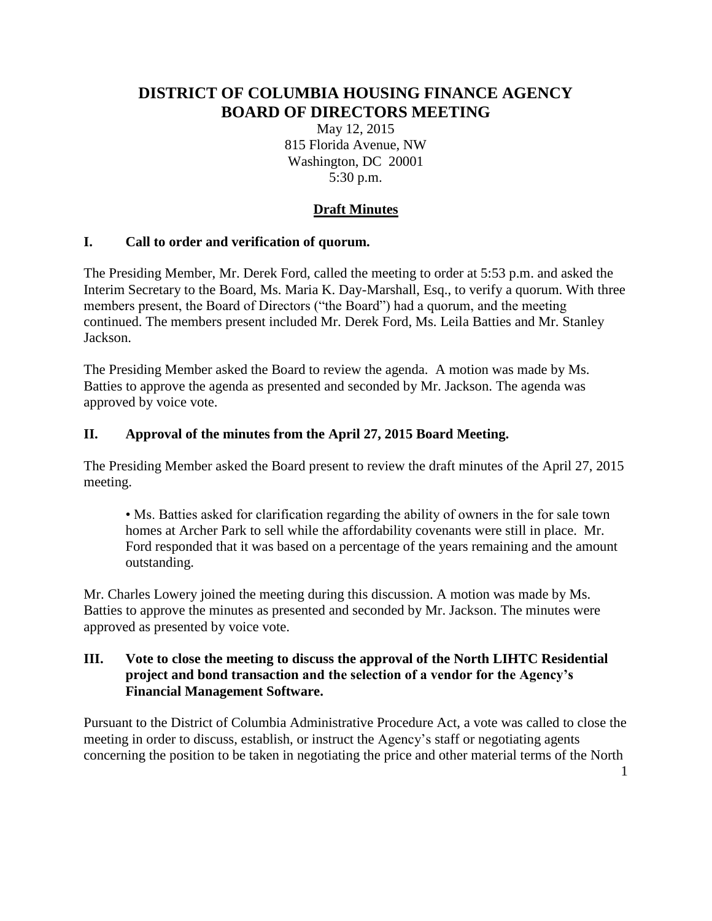# DISTRICT OF COLUMBIA HOUSING FINANCE AGENCY BOARD OF DIRECTORS MEETING

May 12, 2015
815 Florida Avenue, NW
Washington, DC 20001
5:30 p.m.

## Draft Minutes

### I. Call to order and verification of quorum.

The Presiding Member, Mr. Derek Ford, called the meeting to order at 5:53 p.m. and asked the Interim Secretary to the Board, Ms. Maria K. Day-Marshall, Esq., to verify a quorum. With three members present, the Board of Directors ("the Board") had a quorum, and the meeting continued. The members present included Mr. Derek Ford, Ms. Leila Batties and Mr. Stanley Jackson.

The Presiding Member asked the Board to review the agenda. A motion was made by Ms. Batties to approve the agenda as presented and seconded by Mr. Jackson. The agenda was approved by voice vote.

### II. Approval of the minutes from the April 27, 2015 Board Meeting.

The Presiding Member asked the Board present to review the draft minutes of the April 27, 2015 meeting.

> • Ms. Batties asked for clarification regarding the ability of owners in the for sale town homes at Archer Park to sell while the affordability covenants were still in place. Mr. Ford responded that it was based on a percentage of the years remaining and the amount outstanding.

Mr. Charles Lowery joined the meeting during this discussion. A motion was made by Ms. Batties to approve the minutes as presented and seconded by Mr. Jackson. The minutes were approved as presented by voice vote.

### III. Vote to close the meeting to discuss the approval of the North LIHTC Residential project and bond transaction and the selection of a vendor for the Agency's Financial Management Software.

Pursuant to the District of Columbia Administrative Procedure Act, a vote was called to close the meeting in order to discuss, establish, or instruct the Agency's staff or negotiating agents concerning the position to be taken in negotiating the price and other material terms of the North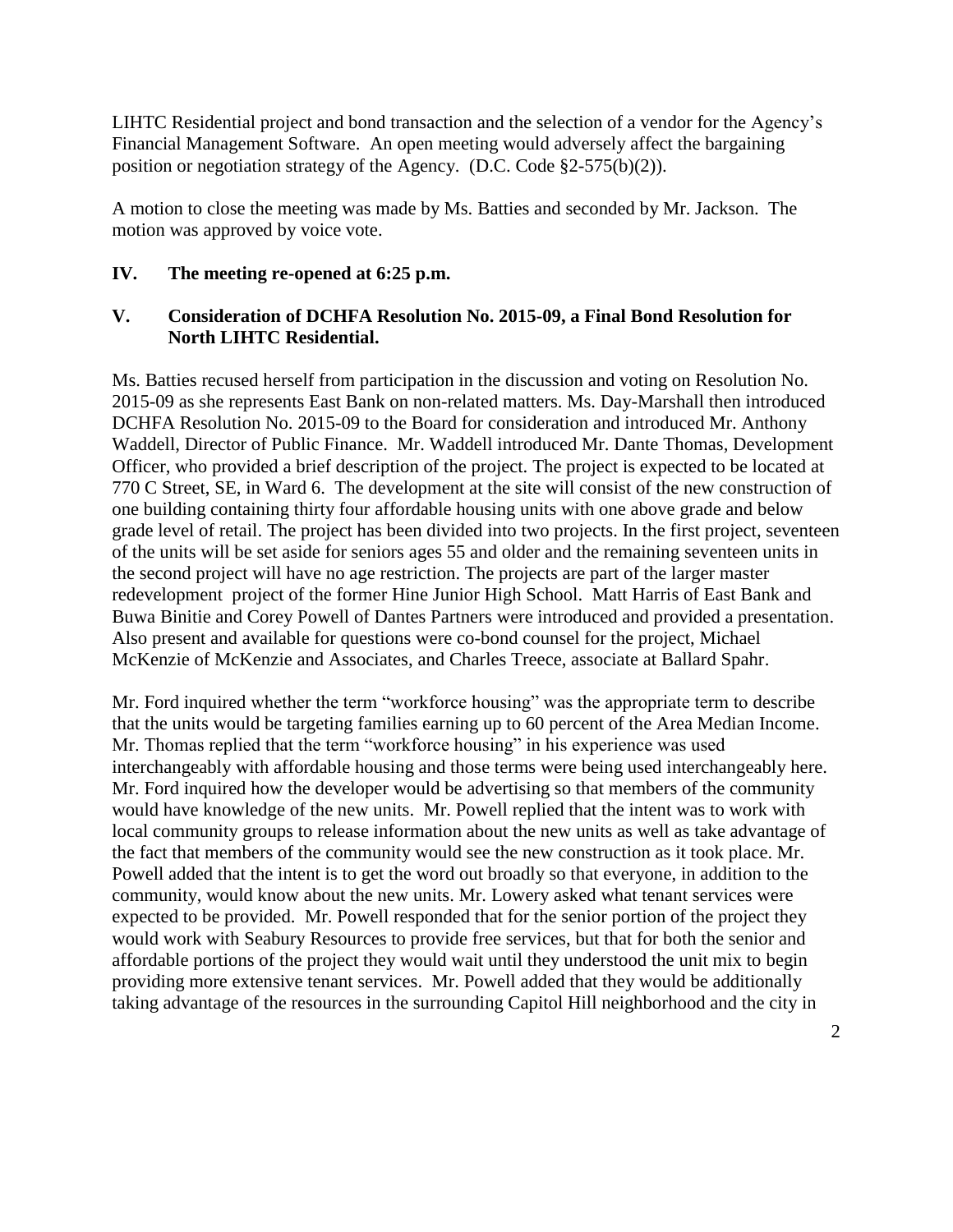LIHTC Residential project and bond transaction and the selection of a vendor for the Agency's Financial Management Software. An open meeting would adversely affect the bargaining position or negotiation strategy of the Agency. (D.C. Code §2-575(b)(2)).

A motion to close the meeting was made by Ms. Batties and seconded by Mr. Jackson. The motion was approved by voice vote.

**IV. The meeting re-opened at 6:25 p.m.**

**V. Consideration of DCHFA Resolution No. 2015-09, a Final Bond Resolution for North LIHTC Residential.**

Ms. Batties recused herself from participation in the discussion and voting on Resolution No. 2015-09 as she represents East Bank on non-related matters. Ms. Day-Marshall then introduced DCHFA Resolution No. 2015-09 to the Board for consideration and introduced Mr. Anthony Waddell, Director of Public Finance. Mr. Waddell introduced Mr. Dante Thomas, Development Officer, who provided a brief description of the project. The project is expected to be located at 770 C Street, SE, in Ward 6. The development at the site will consist of the new construction of one building containing thirty four affordable housing units with one above grade and below grade level of retail. The project has been divided into two projects. In the first project, seventeen of the units will be set aside for seniors ages 55 and older and the remaining seventeen units in the second project will have no age restriction. The projects are part of the larger master redevelopment project of the former Hine Junior High School. Matt Harris of East Bank and Buwa Binitie and Corey Powell of Dantes Partners were introduced and provided a presentation. Also present and available for questions were co-bond counsel for the project, Michael McKenzie of McKenzie and Associates, and Charles Treece, associate at Ballard Spahr.

Mr. Ford inquired whether the term "workforce housing" was the appropriate term to describe that the units would be targeting families earning up to 60 percent of the Area Median Income. Mr. Thomas replied that the term "workforce housing" in his experience was used interchangeably with affordable housing and those terms were being used interchangeably here. Mr. Ford inquired how the developer would be advertising so that members of the community would have knowledge of the new units. Mr. Powell replied that the intent was to work with local community groups to release information about the new units as well as take advantage of the fact that members of the community would see the new construction as it took place. Mr. Powell added that the intent is to get the word out broadly so that everyone, in addition to the community, would know about the new units. Mr. Lowery asked what tenant services were expected to be provided. Mr. Powell responded that for the senior portion of the project they would work with Seabury Resources to provide free services, but that for both the senior and affordable portions of the project they would wait until they understood the unit mix to begin providing more extensive tenant services. Mr. Powell added that they would be additionally taking advantage of the resources in the surrounding Capitol Hill neighborhood and the city in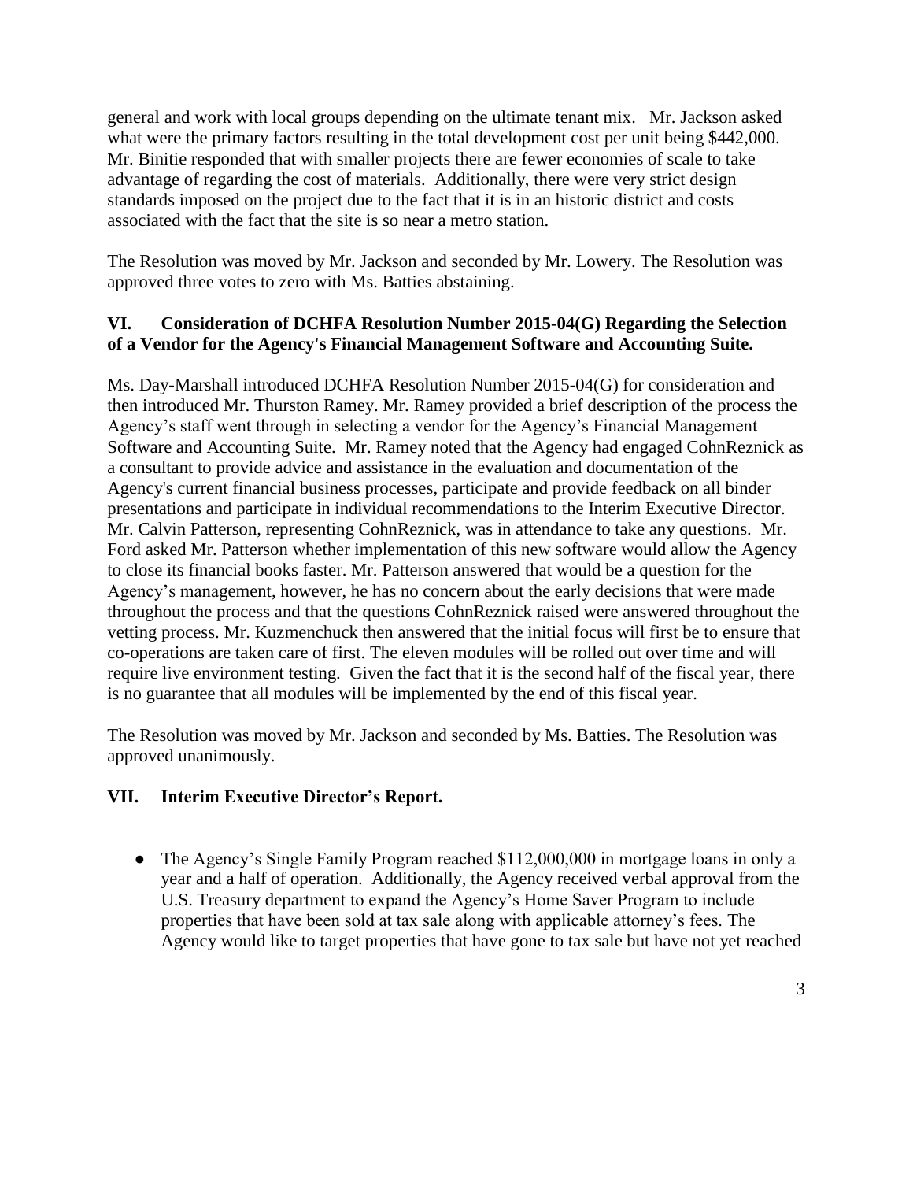general and work with local groups depending on the ultimate tenant mix. Mr. Jackson asked what were the primary factors resulting in the total development cost per unit being $442,000. Mr. Binitie responded that with smaller projects there are fewer economies of scale to take advantage of regarding the cost of materials. Additionally, there were very strict design standards imposed on the project due to the fact that it is in an historic district and costs associated with the fact that the site is so near a metro station.

The Resolution was moved by Mr. Jackson and seconded by Mr. Lowery. The Resolution was approved three votes to zero with Ms. Batties abstaining.

**VI. Consideration of DCHFA Resolution Number 2015-04(G) Regarding the Selection of a Vendor for the Agency's Financial Management Software and Accounting Suite.**

Ms. Day-Marshall introduced DCHFA Resolution Number 2015-04(G) for consideration and then introduced Mr. Thurston Ramey. Mr. Ramey provided a brief description of the process the Agency's staff went through in selecting a vendor for the Agency's Financial Management Software and Accounting Suite. Mr. Ramey noted that the Agency had engaged CohnReznick as a consultant to provide advice and assistance in the evaluation and documentation of the Agency's current financial business processes, participate and provide feedback on all binder presentations and participate in individual recommendations to the Interim Executive Director. Mr. Calvin Patterson, representing CohnReznick, was in attendance to take any questions. Mr. Ford asked Mr. Patterson whether implementation of this new software would allow the Agency to close its financial books faster. Mr. Patterson answered that would be a question for the Agency's management, however, he has no concern about the early decisions that were made throughout the process and that the questions CohnReznick raised were answered throughout the vetting process. Mr. Kuzmenchuck then answered that the initial focus will first be to ensure that co-operations are taken care of first. The eleven modules will be rolled out over time and will require live environment testing. Given the fact that it is the second half of the fiscal year, there is no guarantee that all modules will be implemented by the end of this fiscal year.

The Resolution was moved by Mr. Jackson and seconded by Ms. Batties. The Resolution was approved unanimously.

**VII. Interim Executive Director's Report.**

- The Agency's Single Family Program reached $112,000,000 in mortgage loans in only a year and a half of operation. Additionally, the Agency received verbal approval from the U.S. Treasury department to expand the Agency's Home Saver Program to include properties that have been sold at tax sale along with applicable attorney's fees. The Agency would like to target properties that have gone to tax sale but have not yet reached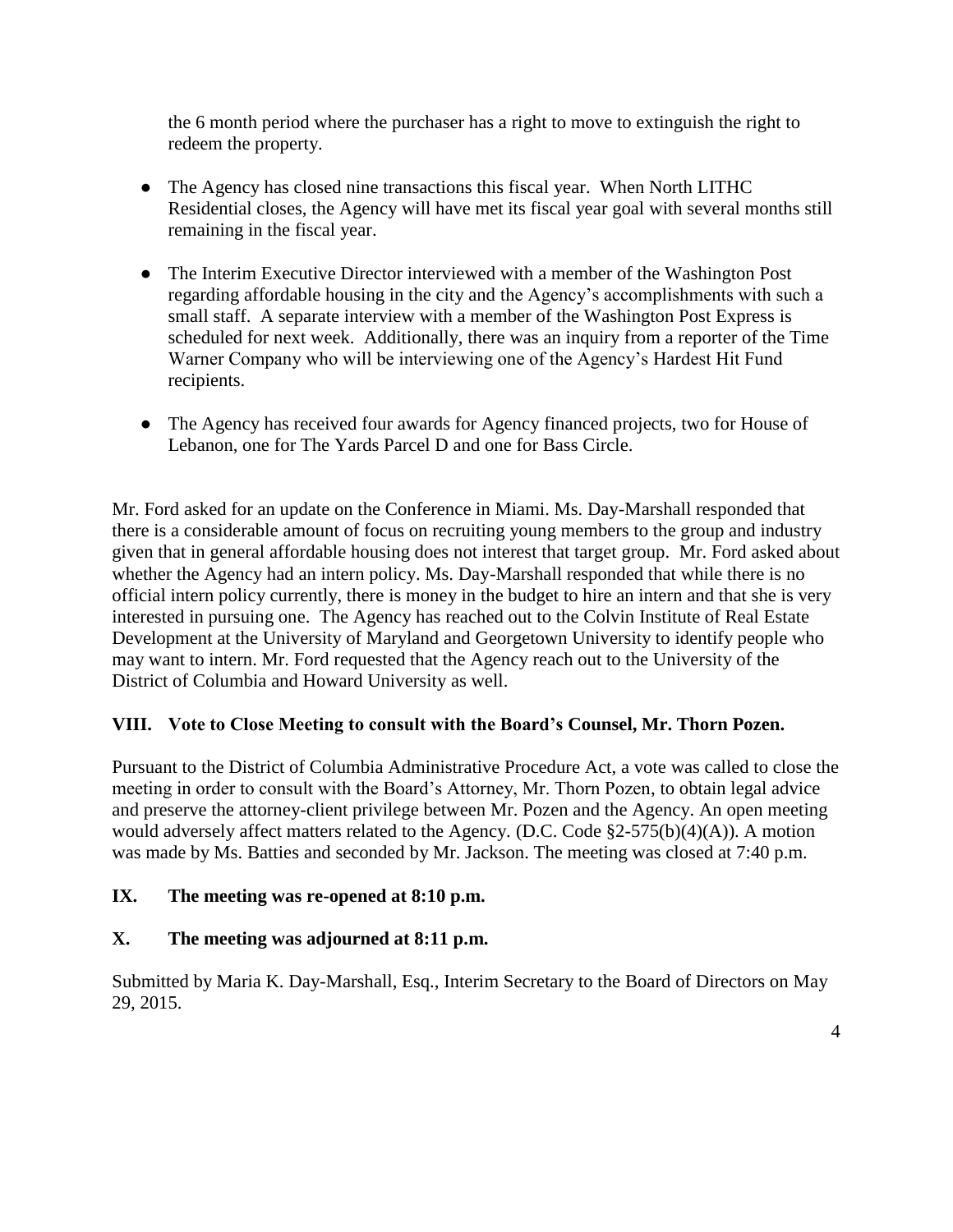the 6 month period where the purchaser has a right to move to extinguish the right to redeem the property.

- The Agency has closed nine transactions this fiscal year. When North LITHC Residential closes, the Agency will have met its fiscal year goal with several months still remaining in the fiscal year.
- The Interim Executive Director interviewed with a member of the Washington Post regarding affordable housing in the city and the Agency's accomplishments with such a small staff. A separate interview with a member of the Washington Post Express is scheduled for next week. Additionally, there was an inquiry from a reporter of the Time Warner Company who will be interviewing one of the Agency's Hardest Hit Fund recipients.
- The Agency has received four awards for Agency financed projects, two for House of Lebanon, one for The Yards Parcel D and one for Bass Circle.

Mr. Ford asked for an update on the Conference in Miami. Ms. Day-Marshall responded that there is a considerable amount of focus on recruiting young members to the group and industry given that in general affordable housing does not interest that target group. Mr. Ford asked about whether the Agency had an intern policy. Ms. Day-Marshall responded that while there is no official intern policy currently, there is money in the budget to hire an intern and that she is very interested in pursuing one. The Agency has reached out to the Colvin Institute of Real Estate Development at the University of Maryland and Georgetown University to identify people who may want to intern. Mr. Ford requested that the Agency reach out to the University of the District of Columbia and Howard University as well.

## VIII. Vote to Close Meeting to consult with the Board's Counsel, Mr. Thorn Pozen.

Pursuant to the District of Columbia Administrative Procedure Act, a vote was called to close the meeting in order to consult with the Board's Attorney, Mr. Thorn Pozen, to obtain legal advice and preserve the attorney-client privilege between Mr. Pozen and the Agency. An open meeting would adversely affect matters related to the Agency. (D.C. Code §2-575(b)(4)(A)). A motion was made by Ms. Batties and seconded by Mr. Jackson. The meeting was closed at 7:40 p.m.

## IX. The meeting was re-opened at 8:10 p.m.

## X. The meeting was adjourned at 8:11 p.m.

Submitted by Maria K. Day-Marshall, Esq., Interim Secretary to the Board of Directors on May 29, 2015.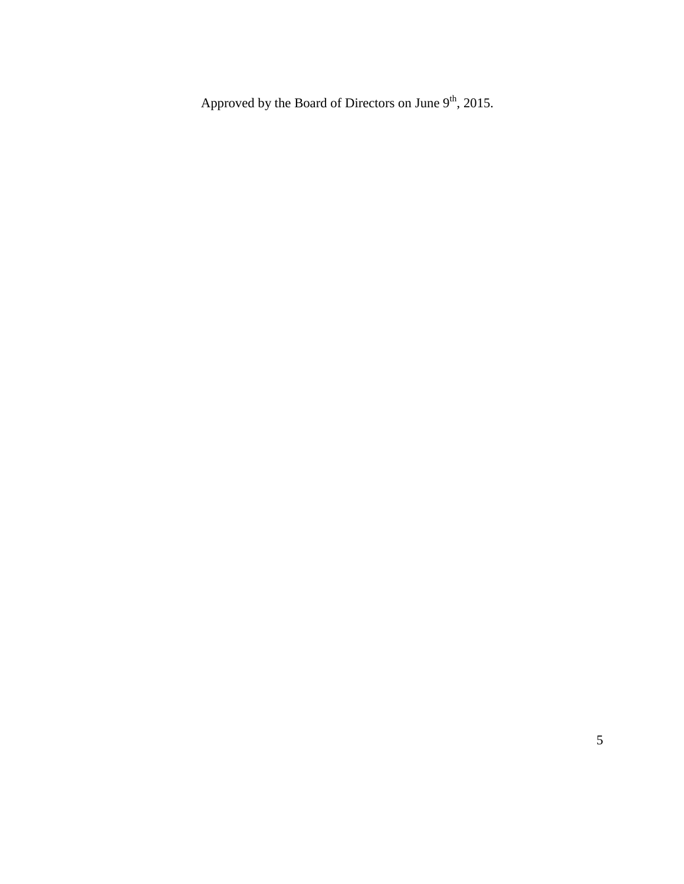Approved by the Board of Directors on June 9th, 2015.